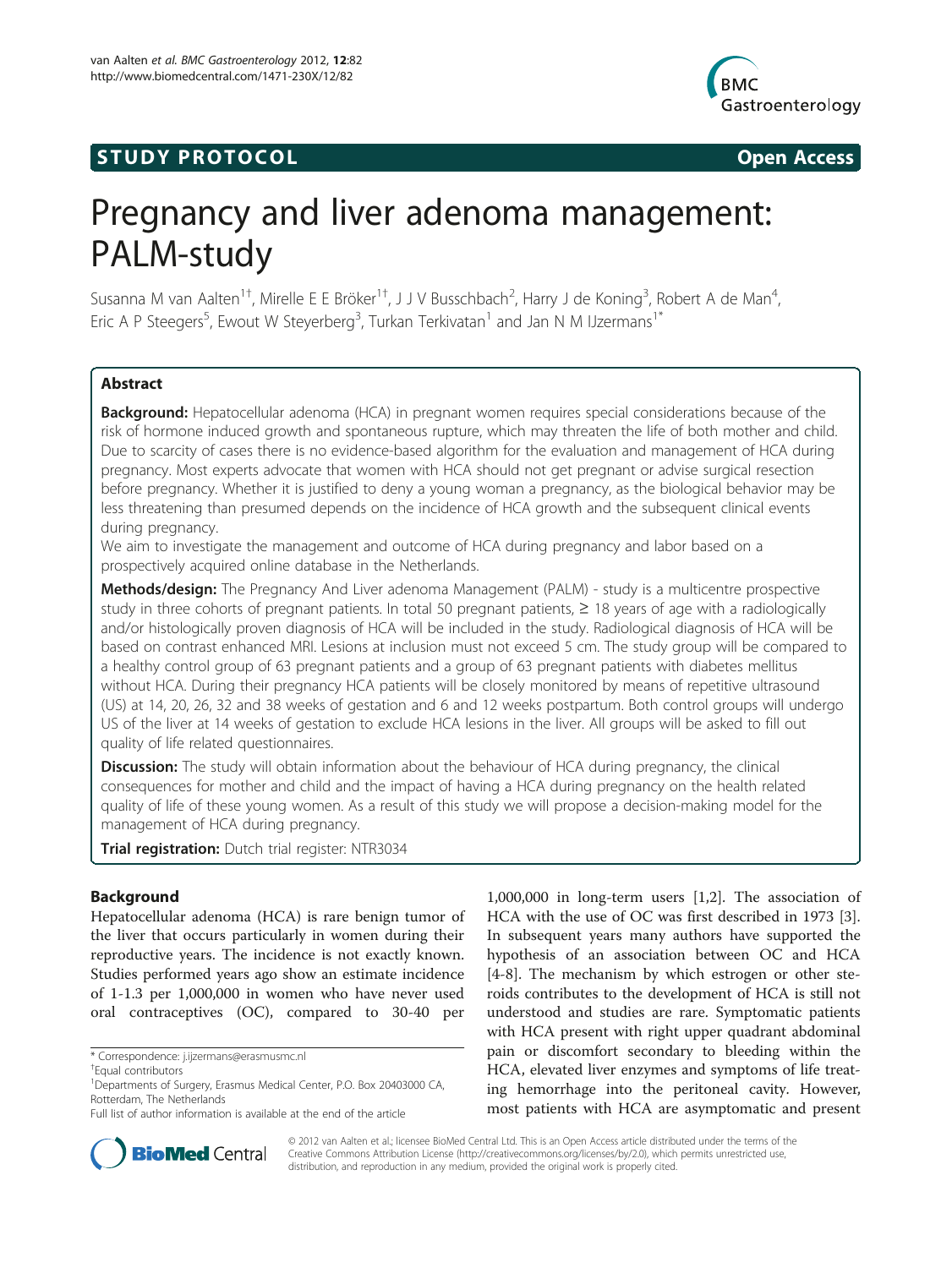STUDY PROTOCOL Open Access

# Pregnancy and liver adenoma management: PALM-study

Susanna M van Aalten[1†], Mirelle E E Bröker[1†], J J V Busschbach[2], Harry J de Koning[3], Robert A de Man[4], Eric A P Steegers[5], Ewout W Steyerberg[3], Turkan Terkivatan[1] and Jan N M IJzermans[1*]

## Abstract

**Background:** Hepatocellular adenoma (HCA) in pregnant women requires special considerations because of the risk of hormone induced growth and spontaneous rupture, which may threaten the life of both mother and child. Due to scarcity of cases there is no evidence-based algorithm for the evaluation and management of HCA during pregnancy. Most experts advocate that women with HCA should not get pregnant or advise surgical resection before pregnancy. Whether it is justified to deny a young woman a pregnancy, as the biological behavior may be less threatening than presumed depends on the incidence of HCA growth and the subsequent clinical events during pregnancy.

We aim to investigate the management and outcome of HCA during pregnancy and labor based on a prospectively acquired online database in the Netherlands.

**Methods/design:** The Pregnancy And Liver adenoma Management (PALM) - study is a multicentre prospective study in three cohorts of pregnant patients. In total 50 pregnant patients, ≥ 18 years of age with a radiologically and/or histologically proven diagnosis of HCA will be included in the study. Radiological diagnosis of HCA will be based on contrast enhanced MRI. Lesions at inclusion must not exceed 5 cm. The study group will be compared to a healthy control group of 63 pregnant patients and a group of 63 pregnant patients with diabetes mellitus without HCA. During their pregnancy HCA patients will be closely monitored by means of repetitive ultrasound (US) at 14, 20, 26, 32 and 38 weeks of gestation and 6 and 12 weeks postpartum. Both control groups will undergo US of the liver at 14 weeks of gestation to exclude HCA lesions in the liver. All groups will be asked to fill out quality of life related questionnaires.

**Discussion:** The study will obtain information about the behaviour of HCA during pregnancy, the clinical consequences for mother and child and the impact of having a HCA during pregnancy on the health related quality of life of these young women. As a result of this study we will propose a decision-making model for the management of HCA during pregnancy.

**Trial registration:** Dutch trial register: NTR3034

## Background

Hepatocellular adenoma (HCA) is rare benign tumor of the liver that occurs particularly in women during their reproductive years. The incidence is not exactly known. Studies performed years ago show an estimate incidence of 1-1.3 per 1,000,000 in women who have never used oral contraceptives (OC), compared to 30-40 per 1,000,000 in long-term users [1,2]. The association of HCA with the use of OC was first described in 1973 [3]. In subsequent years many authors have supported the hypothesis of an association between OC and HCA [4-8]. The mechanism by which estrogen or other steroids contributes to the development of HCA is still not understood and studies are rare. Symptomatic patients with HCA present with right upper quadrant abdominal pain or discomfort secondary to bleeding within the HCA, elevated liver enzymes and symptoms of life treating hemorrhage into the peritoneal cavity. However, most patients with HCA are asymptomatic and present

\* Correspondence: j.ijzermans@erasmusmc.nl

†Equal contributors

[1]Departments of Surgery, Erasmus Medical Center, P.O. Box 20403000 CA, Rotterdam, The Netherlands

Full list of author information is available at the end of the article

© 2012 van Aalten et al.; licensee BioMed Central Ltd. This is an Open Access article distributed under the terms of the Creative Commons Attribution License (http://creativecommons.org/licenses/by/2.0), which permits unrestricted use, distribution, and reproduction in any medium, provided the original work is properly cited.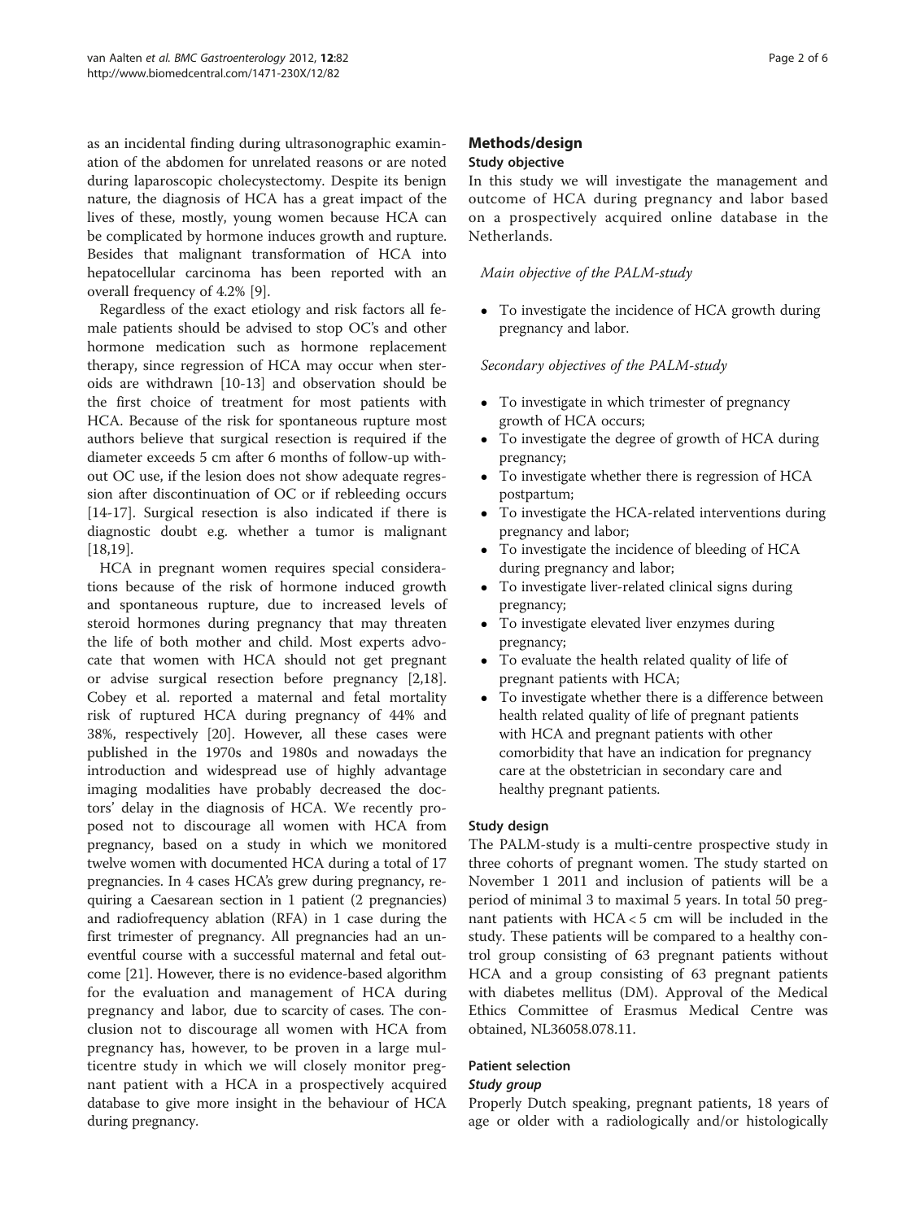as an incidental finding during ultrasonographic examination of the abdomen for unrelated reasons or are noted during laparoscopic cholecystectomy. Despite its benign nature, the diagnosis of HCA has a great impact of the lives of these, mostly, young women because HCA can be complicated by hormone induces growth and rupture. Besides that malignant transformation of HCA into hepatocellular carcinoma has been reported with an overall frequency of 4.2% [9].

Regardless of the exact etiology and risk factors all female patients should be advised to stop OC's and other hormone medication such as hormone replacement therapy, since regression of HCA may occur when steroids are withdrawn [10-13] and observation should be the first choice of treatment for most patients with HCA. Because of the risk for spontaneous rupture most authors believe that surgical resection is required if the diameter exceeds 5 cm after 6 months of follow-up without OC use, if the lesion does not show adequate regression after discontinuation of OC or if rebleeding occurs [14-17]. Surgical resection is also indicated if there is diagnostic doubt e.g. whether a tumor is malignant [18,19].

HCA in pregnant women requires special considerations because of the risk of hormone induced growth and spontaneous rupture, due to increased levels of steroid hormones during pregnancy that may threaten the life of both mother and child. Most experts advocate that women with HCA should not get pregnant or advise surgical resection before pregnancy [2,18]. Cobey et al. reported a maternal and fetal mortality risk of ruptured HCA during pregnancy of 44% and 38%, respectively [20]. However, all these cases were published in the 1970s and 1980s and nowadays the introduction and widespread use of highly advantage imaging modalities have probably decreased the doctors' delay in the diagnosis of HCA. We recently proposed not to discourage all women with HCA from pregnancy, based on a study in which we monitored twelve women with documented HCA during a total of 17 pregnancies. In 4 cases HCA's grew during pregnancy, requiring a Caesarean section in 1 patient (2 pregnancies) and radiofrequency ablation (RFA) in 1 case during the first trimester of pregnancy. All pregnancies had an uneventful course with a successful maternal and fetal outcome [21]. However, there is no evidence-based algorithm for the evaluation and management of HCA during pregnancy and labor, due to scarcity of cases. The conclusion not to discourage all women with HCA from pregnancy has, however, to be proven in a large multicentre study in which we will closely monitor pregnant patient with a HCA in a prospectively acquired database to give more insight in the behaviour of HCA during pregnancy.

## Methods/design

### Study objective

In this study we will investigate the management and outcome of HCA during pregnancy and labor based on a prospectively acquired online database in the Netherlands.

*Main objective of the PALM-study*

- To investigate the incidence of HCA growth during pregnancy and labor.

*Secondary objectives of the PALM-study*

- To investigate in which trimester of pregnancy growth of HCA occurs;
- To investigate the degree of growth of HCA during pregnancy;
- To investigate whether there is regression of HCA postpartum;
- To investigate the HCA-related interventions during pregnancy and labor;
- To investigate the incidence of bleeding of HCA during pregnancy and labor;
- To investigate liver-related clinical signs during pregnancy;
- To investigate elevated liver enzymes during pregnancy;
- To evaluate the health related quality of life of pregnant patients with HCA;
- To investigate whether there is a difference between health related quality of life of pregnant patients with HCA and pregnant patients with other comorbidity that have an indication for pregnancy care at the obstetrician in secondary care and healthy pregnant patients.

### Study design

The PALM-study is a multi-centre prospective study in three cohorts of pregnant women. The study started on November 1 2011 and inclusion of patients will be a period of minimal 3 to maximal 5 years. In total 50 pregnant patients with HCA < 5 cm will be included in the study. These patients will be compared to a healthy control group consisting of 63 pregnant patients without HCA and a group consisting of 63 pregnant patients with diabetes mellitus (DM). Approval of the Medical Ethics Committee of Erasmus Medical Centre was obtained, NL36058.078.11.

### Patient selection

#### *Study group*

Properly Dutch speaking, pregnant patients, 18 years of age or older with a radiologically and/or histologically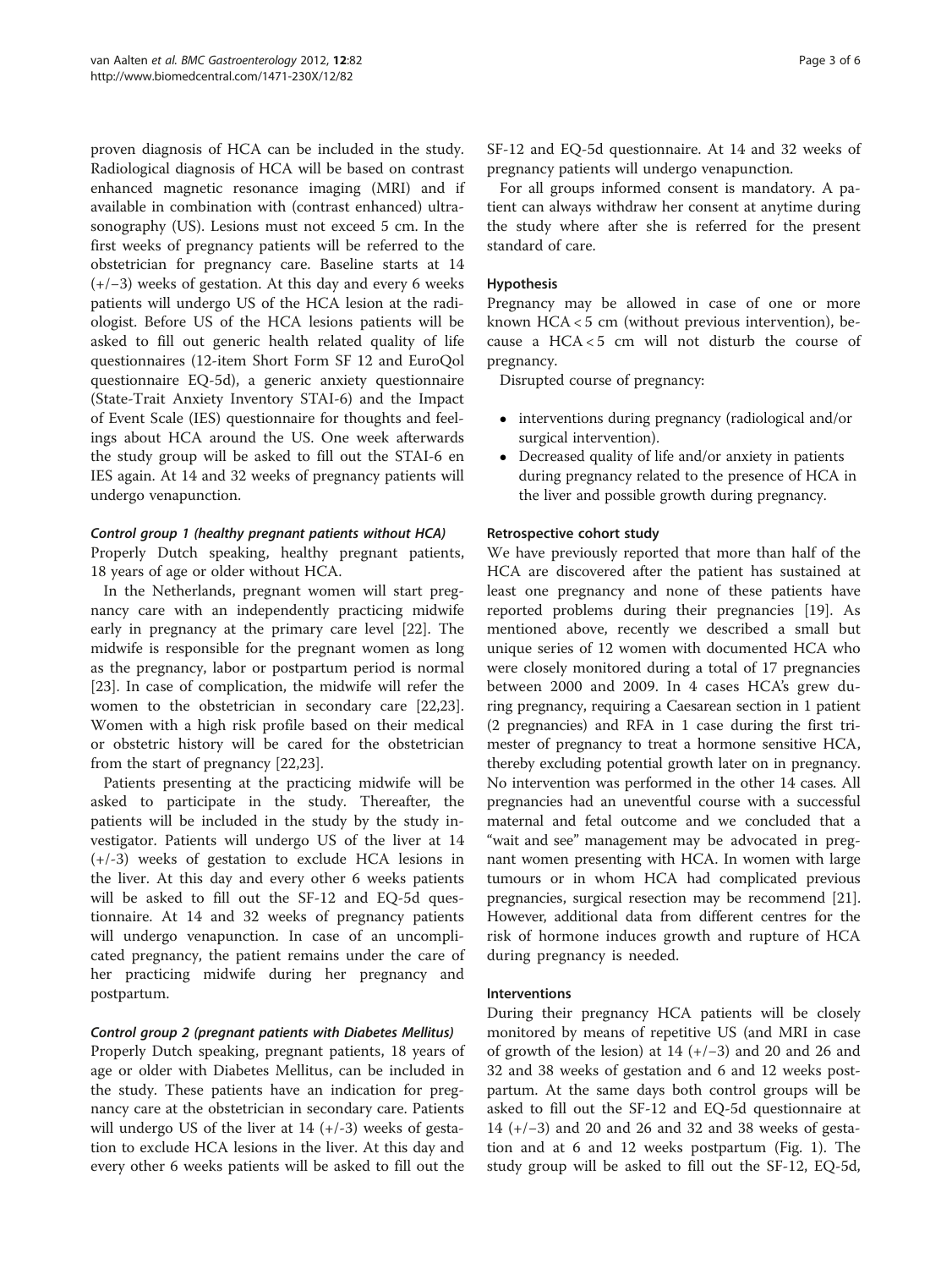proven diagnosis of HCA can be included in the study. Radiological diagnosis of HCA will be based on contrast enhanced magnetic resonance imaging (MRI) and if available in combination with (contrast enhanced) ultrasonography (US). Lesions must not exceed 5 cm. In the first weeks of pregnancy patients will be referred to the obstetrician for pregnancy care. Baseline starts at 14 (+/−3) weeks of gestation. At this day and every 6 weeks patients will undergo US of the HCA lesion at the radiologist. Before US of the HCA lesions patients will be asked to fill out generic health related quality of life questionnaires (12-item Short Form SF 12 and EuroQol questionnaire EQ-5d), a generic anxiety questionnaire (State-Trait Anxiety Inventory STAI-6) and the Impact of Event Scale (IES) questionnaire for thoughts and feelings about HCA around the US. One week afterwards the study group will be asked to fill out the STAI-6 en IES again. At 14 and 32 weeks of pregnancy patients will undergo venapunction.

#### *Control group 1 (healthy pregnant patients without HCA)*

Properly Dutch speaking, healthy pregnant patients, 18 years of age or older without HCA.

In the Netherlands, pregnant women will start pregnancy care with an independently practicing midwife early in pregnancy at the primary care level [22]. The midwife is responsible for the pregnant women as long as the pregnancy, labor or postpartum period is normal [23]. In case of complication, the midwife will refer the women to the obstetrician in secondary care [22,23]. Women with a high risk profile based on their medical or obstetric history will be cared for the obstetrician from the start of pregnancy [22,23].

Patients presenting at the practicing midwife will be asked to participate in the study. Thereafter, the patients will be included in the study by the study investigator. Patients will undergo US of the liver at 14 (+/-3) weeks of gestation to exclude HCA lesions in the liver. At this day and every other 6 weeks patients will be asked to fill out the SF-12 and EQ-5d questionnaire. At 14 and 32 weeks of pregnancy patients will undergo venapunction. In case of an uncomplicated pregnancy, the patient remains under the care of her practicing midwife during her pregnancy and postpartum.

#### *Control group 2 (pregnant patients with Diabetes Mellitus)*

Properly Dutch speaking, pregnant patients, 18 years of age or older with Diabetes Mellitus, can be included in the study. These patients have an indication for pregnancy care at the obstetrician in secondary care. Patients will undergo US of the liver at 14 (+/-3) weeks of gestation to exclude HCA lesions in the liver. At this day and every other 6 weeks patients will be asked to fill out the SF-12 and EQ-5d questionnaire. At 14 and 32 weeks of pregnancy patients will undergo venapunction.

For all groups informed consent is mandatory. A patient can always withdraw her consent at anytime during the study where after she is referred for the present standard of care.

### Hypothesis

Pregnancy may be allowed in case of one or more known HCA < 5 cm (without previous intervention), because a HCA < 5 cm will not disturb the course of pregnancy.

Disrupted course of pregnancy:

- interventions during pregnancy (radiological and/or surgical intervention).
- Decreased quality of life and/or anxiety in patients during pregnancy related to the presence of HCA in the liver and possible growth during pregnancy.

### Retrospective cohort study

We have previously reported that more than half of the HCA are discovered after the patient has sustained at least one pregnancy and none of these patients have reported problems during their pregnancies [19]. As mentioned above, recently we described a small but unique series of 12 women with documented HCA who were closely monitored during a total of 17 pregnancies between 2000 and 2009. In 4 cases HCA's grew during pregnancy, requiring a Caesarean section in 1 patient (2 pregnancies) and RFA in 1 case during the first trimester of pregnancy to treat a hormone sensitive HCA, thereby excluding potential growth later on in pregnancy. No intervention was performed in the other 14 cases. All pregnancies had an uneventful course with a successful maternal and fetal outcome and we concluded that a "wait and see" management may be advocated in pregnant women presenting with HCA. In women with large tumours or in whom HCA had complicated previous pregnancies, surgical resection may be recommend [21]. However, additional data from different centres for the risk of hormone induces growth and rupture of HCA during pregnancy is needed.

### Interventions

During their pregnancy HCA patients will be closely monitored by means of repetitive US (and MRI in case of growth of the lesion) at 14 (+/−3) and 20 and 26 and 32 and 38 weeks of gestation and 6 and 12 weeks postpartum. At the same days both control groups will be asked to fill out the SF-12 and EQ-5d questionnaire at 14 (+/−3) and 20 and 26 and 32 and 38 weeks of gestation and at 6 and 12 weeks postpartum (Fig. 1). The study group will be asked to fill out the SF-12, EQ-5d,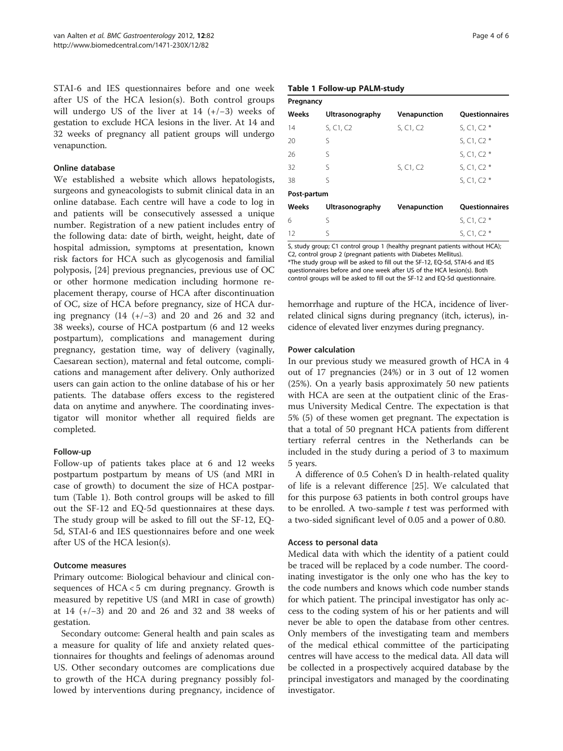STAI-6 and IES questionnaires before and one week after US of the HCA lesion(s). Both control groups will undergo US of the liver at 14 (+/−3) weeks of gestation to exclude HCA lesions in the liver. At 14 and 32 weeks of pregnancy all patient groups will undergo venapunction.

### Online database

We established a website which allows hepatologists, surgeons and gyneacologists to submit clinical data in an online database. Each centre will have a code to log in and patients will be consecutively assessed a unique number. Registration of a new patient includes entry of the following data: date of birth, weight, height, date of hospital admission, symptoms at presentation, known risk factors for HCA such as glycogenosis and familial polyposis, [24] previous pregnancies, previous use of OC or other hormone medication including hormone replacement therapy, course of HCA after discontinuation of OC, size of HCA before pregnancy, size of HCA during pregnancy (14 (+/−3) and 20 and 26 and 32 and 38 weeks), course of HCA postpartum (6 and 12 weeks postpartum), complications and management during pregnancy, gestation time, way of delivery (vaginally, Caesarean section), maternal and fetal outcome, complications and management after delivery. Only authorized users can gain action to the online database of his or her patients. The database offers excess to the registered data on anytime and anywhere. The coordinating investigator will monitor whether all required fields are completed.

### Follow-up

Follow-up of patients takes place at 6 and 12 weeks postpartum postpartum by means of US (and MRI in case of growth) to document the size of HCA postpartum (Table 1). Both control groups will be asked to fill out the SF-12 and EQ-5d questionnaires at these days. The study group will be asked to fill out the SF-12, EQ-5d, STAI-6 and IES questionnaires before and one week after US of the HCA lesion(s).

### Outcome measures

Primary outcome: Biological behaviour and clinical consequences of HCA < 5 cm during pregnancy. Growth is measured by repetitive US (and MRI in case of growth) at 14 (+/−3) and 20 and 26 and 32 and 38 weeks of gestation.

Secondary outcome: General health and pain scales as a measure for quality of life and anxiety related questionnaires for thoughts and feelings of adenomas around US. Other secondary outcomes are complications due to growth of the HCA during pregnancy possibly followed by interventions during pregnancy, incidence of hemorrhage and rupture of the HCA, incidence of liver-related clinical signs during pregnancy (itch, icterus), incidence of elevated liver enzymes during pregnancy.

**Table 1 Follow-up PALM-study**

| Weeks | Ultrasonography | Venapunction | Questionnaires |
|---|---|---|---|
| **Pregnancy** | | | |
| 14 | S, C1, C2 | S, C1, C2 | S, C1, C2 * |
| 20 | S | | S, C1, C2 * |
| 26 | S | | S, C1, C2 * |
| 32 | S | S, C1, C2 | S, C1, C2 * |
| 38 | S | | S, C1, C2 * |
| **Post-partum** | | | |
| 6 | S | | S, C1, C2 * |
| 12 | S | | S, C1, C2 * |

S, study group; C1 control group 1 (healthy pregnant patients without HCA); C2, control group 2 (pregnant patients with Diabetes Mellitus).
*The study group will be asked to fill out the SF-12, EQ-5d, STAI-6 and IES questionnaires before and one week after US of the HCA lesion(s). Both control groups will be asked to fill out the SF-12 and EQ-5d questionnaire.

### Power calculation

In our previous study we measured growth of HCA in 4 out of 17 pregnancies (24%) or in 3 out of 12 women (25%). On a yearly basis approximately 50 new patients with HCA are seen at the outpatient clinic of the Erasmus University Medical Centre. The expectation is that 5% (5) of these women get pregnant. The expectation is that a total of 50 pregnant HCA patients from different tertiary referral centres in the Netherlands can be included in the study during a period of 3 to maximum 5 years.

A difference of 0.5 Cohen's D in health-related quality of life is a relevant difference [25]. We calculated that for this purpose 63 patients in both control groups have to be enrolled. A two-sample *t* test was performed with a two-sided significant level of 0.05 and a power of 0.80.

### Access to personal data

Medical data with which the identity of a patient could be traced will be replaced by a code number. The coordinating investigator is the only one who has the key to the code numbers and knows which code number stands for which patient. The principal investigator has only access to the coding system of his or her patients and will never be able to open the database from other centres. Only members of the investigating team and members of the medical ethical committee of the participating centres will have access to the medical data. All data will be collected in a prospectively acquired database by the principal investigators and managed by the coordinating investigator.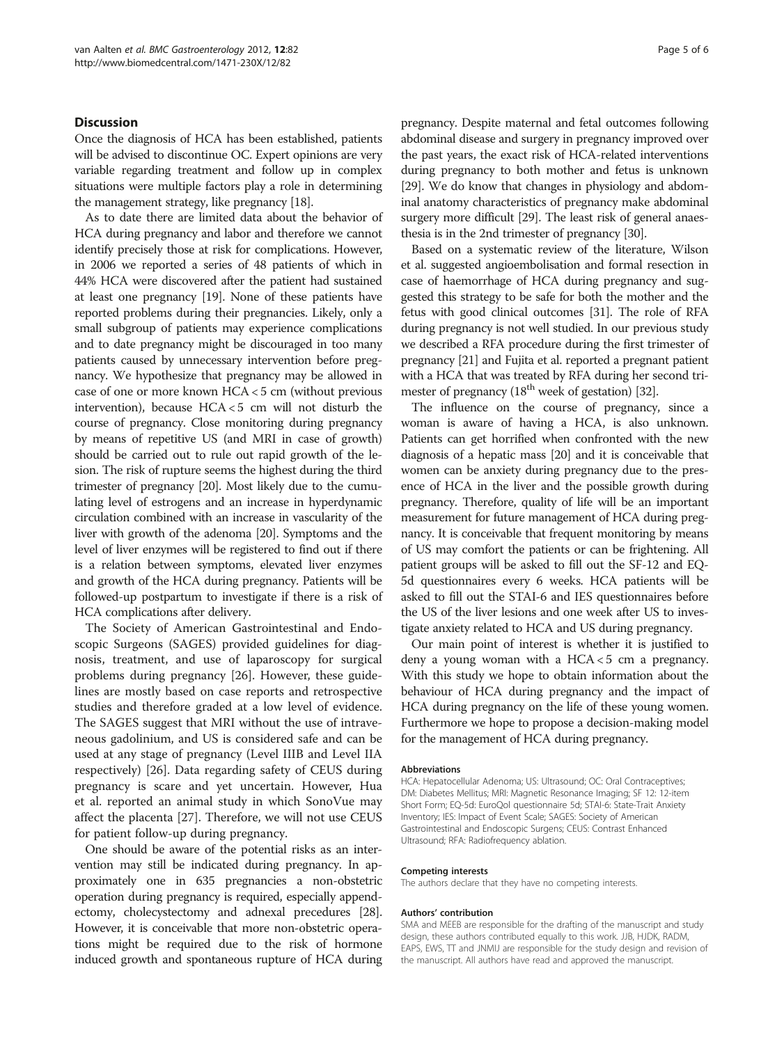## Discussion

Once the diagnosis of HCA has been established, patients will be advised to discontinue OC. Expert opinions are very variable regarding treatment and follow up in complex situations were multiple factors play a role in determining the management strategy, like pregnancy [18].

As to date there are limited data about the behavior of HCA during pregnancy and labor and therefore we cannot identify precisely those at risk for complications. However, in 2006 we reported a series of 48 patients of which in 44% HCA were discovered after the patient had sustained at least one pregnancy [19]. None of these patients have reported problems during their pregnancies. Likely, only a small subgroup of patients may experience complications and to date pregnancy might be discouraged in too many patients caused by unnecessary intervention before pregnancy. We hypothesize that pregnancy may be allowed in case of one or more known HCA < 5 cm (without previous intervention), because HCA < 5 cm will not disturb the course of pregnancy. Close monitoring during pregnancy by means of repetitive US (and MRI in case of growth) should be carried out to rule out rapid growth of the lesion. The risk of rupture seems the highest during the third trimester of pregnancy [20]. Most likely due to the cumulating level of estrogens and an increase in hyperdynamic circulation combined with an increase in vascularity of the liver with growth of the adenoma [20]. Symptoms and the level of liver enzymes will be registered to find out if there is a relation between symptoms, elevated liver enzymes and growth of the HCA during pregnancy. Patients will be followed-up postpartum to investigate if there is a risk of HCA complications after delivery.

The Society of American Gastrointestinal and Endoscopic Surgeons (SAGES) provided guidelines for diagnosis, treatment, and use of laparoscopy for surgical problems during pregnancy [26]. However, these guidelines are mostly based on case reports and retrospective studies and therefore graded at a low level of evidence. The SAGES suggest that MRI without the use of intravenous gadolinium, and US is considered safe and can be used at any stage of pregnancy (Level IIIB and Level IIA respectively) [26]. Data regarding safety of CEUS during pregnancy is scare and yet uncertain. However, Hua et al. reported an animal study in which SonoVue may affect the placenta [27]. Therefore, we will not use CEUS for patient follow-up during pregnancy.

One should be aware of the potential risks as an intervention may still be indicated during pregnancy. In approximately one in 635 pregnancies a non-obstetric operation during pregnancy is required, especially appendectomy, cholecystectomy and adnexal precedures [28]. However, it is conceivable that more non-obstetric operations might be required due to the risk of hormone induced growth and spontaneous rupture of HCA during pregnancy. Despite maternal and fetal outcomes following abdominal disease and surgery in pregnancy improved over the past years, the exact risk of HCA-related interventions during pregnancy to both mother and fetus is unknown [29]. We do know that changes in physiology and abdominal anatomy characteristics of pregnancy make abdominal surgery more difficult [29]. The least risk of general anaesthesia is in the 2nd trimester of pregnancy [30].

Based on a systematic review of the literature, Wilson et al. suggested angioembolisation and formal resection in case of haemorrhage of HCA during pregnancy and suggested this strategy to be safe for both the mother and the fetus with good clinical outcomes [31]. The role of RFA during pregnancy is not well studied. In our previous study we described a RFA procedure during the first trimester of pregnancy [21] and Fujita et al. reported a pregnant patient with a HCA that was treated by RFA during her second trimester of pregnancy ($18^{th}$ week of gestation) [32].

The influence on the course of pregnancy, since a woman is aware of having a HCA, is also unknown. Patients can get horrified when confronted with the new diagnosis of a hepatic mass [20] and it is conceivable that women can be anxiety during pregnancy due to the presence of HCA in the liver and the possible growth during pregnancy. Therefore, quality of life will be an important measurement for future management of HCA during pregnancy. It is conceivable that frequent monitoring by means of US may comfort the patients or can be frightening. All patient groups will be asked to fill out the SF-12 and EQ-5d questionnaires every 6 weeks. HCA patients will be asked to fill out the STAI-6 and IES questionnaires before the US of the liver lesions and one week after US to investigate anxiety related to HCA and US during pregnancy.

Our main point of interest is whether it is justified to deny a young woman with a HCA < 5 cm a pregnancy. With this study we hope to obtain information about the behaviour of HCA during pregnancy and the impact of HCA during pregnancy on the life of these young women. Furthermore we hope to propose a decision-making model for the management of HCA during pregnancy.

#### Abbreviations

HCA: Hepatocellular Adenoma; US: Ultrasound; OC: Oral Contraceptives; DM: Diabetes Mellitus; MRI: Magnetic Resonance Imaging; SF 12: 12-item Short Form; EQ-5d: EuroQol questionnaire 5d; STAI-6: State-Trait Anxiety Inventory; IES: Impact of Event Scale; SAGES: Society of American Gastrointestinal and Endoscopic Surgens; CEUS: Contrast Enhanced Ultrasound; RFA: Radiofrequency ablation.

#### Competing interests

The authors declare that they have no competing interests.

#### Authors' contribution

SMA and MEEB are responsible for the drafting of the manuscript and study design, these authors contributed equally to this work. JJB, HJDK, RADM, EAPS, EWS, TT and JNMIJ are responsible for the study design and revision of the manuscript. All authors have read and approved the manuscript.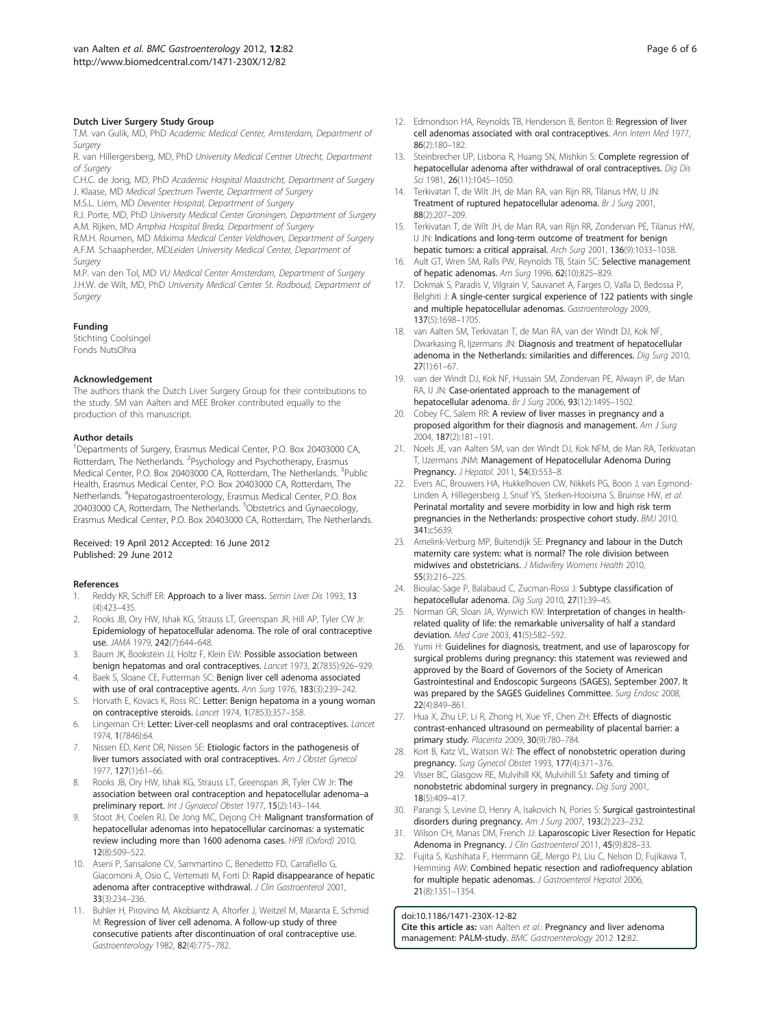#### Dutch Liver Surgery Study Group

T.M. van Gulik, MD, PhD *Academic Medical Center, Amsterdam, Department of Surgery*

R. van Hillergersberg, MD, PhD *University Medical Centrer Utrecht, Department of Surgery*

C.H.C. de Jong, MD, PhD *Academic Hospital Maastricht, Department of Surgery*

J. Klaase, MD *Medical Spectrum Twente, Department of Surgery*

M.S.L. Liem, MD *Deventer Hospital, Department of Surgery*

R.J. Porte, MD, PhD *University Medical Center Groningen, Department of Surgery*

A.M. Rijken, MD *Amphia Hospital Breda, Department of Surgery*

R.M.H. Roumen, MD *Máxima Medical Center Veldhoven, Department of Surgery*

A.F.M. Schaapherder, MD*Leiden University Medical Center, Department of Surgery*

M.P. van den Tol, MD *VU Medical Center Amsterdam, Department of Surgery*

J.H.W. de Wilt, MD, PhD *University Medical Center St. Radboud, Department of Surgery*

#### Funding

Stichting Coolsingel
Fonds NutsOhra

#### Acknowledgement

The authors thank the Dutch Liver Surgery Group for their contributions to the study. SM van Aalten and MEE Broker contributed equally to the production of this manuscript.

#### Author details

[1]Departments of Surgery, Erasmus Medical Center, P.O. Box 20403000 CA, Rotterdam, The Netherlands. [2]Psychology and Psychotherapy, Erasmus Medical Center, P.O. Box 20403000 CA, Rotterdam, The Netherlands. [3]Public Health, Erasmus Medical Center, P.O. Box 20403000 CA, Rotterdam, The Netherlands. [4]Hepatogastroenterology, Erasmus Medical Center, P.O. Box 20403000 CA, Rotterdam, The Netherlands. [5]Obstetrics and Gynaecology, Erasmus Medical Center, P.O. Box 20403000 CA, Rotterdam, The Netherlands.

Received: 19 April 2012 Accepted: 16 June 2012
Published: 29 June 2012

#### References

1. Reddy KR, Schiff ER: **Approach to a liver mass.** *Semin Liver Dis* 1993, **13** (4):423–435.
2. Rooks JB, Ory HW, Ishak KG, Strauss LT, Greenspan JR, Hill AP, Tyler CW Jr: **Epidemiology of hepatocellular adenoma. The role of oral contraceptive use.** *JAMA* 1979, **242**(7):644–648.
3. Baum JK, Bookstein JJ, Holtz F, Klein EW: **Possible association between benign hepatomas and oral contraceptives.** *Lancet* 1973, **2**(7835):926–929.
4. Baek S, Sloane CE, Futterman SC: **Benign liver cell adenoma associated with use of oral contraceptive agents.** *Ann Surg* 1976, **183**(3):239–242.
5. Horvath E, Kovacs K, Ross RC: **Letter: Benign hepatoma in a young woman on contraceptive steroids.** *Lancet* 1974, **1**(7853):357–358.
6. Lingeman CH: **Letter: Liver-cell neoplasms and oral contraceptives.** *Lancet* 1974, **1**(7846):64.
7. Nissen ED, Kent DR, Nissen SE: **Etiologic factors in the pathogenesis of liver tumors associated with oral contraceptives.** *Am J Obstet Gynecol* 1977, **127**(1):61–66.
8. Rooks JB, Ory HW, Ishak KG, Strauss LT, Greenspan JR, Tyler CW Jr: **The association between oral contraception and hepatocellular adenoma–a preliminary report.** *Int J Gynaecol Obstet* 1977, **15**(2):143–144.
9. Stoot JH, Coelen RJ, De Jong MC, Dejong CH: **Malignant transformation of hepatocellular adenomas into hepatocellular carcinomas: a systematic review including more than 1600 adenoma cases.** *HPB (Oxford)* 2010, **12**(8):509–522.
10. Aseni P, Sansalone CV, Sammartino C, Benedetto FD, Carrafiello G, Giacomoni A, Osio C, Vertemati M, Forti D: **Rapid disappearance of hepatic adenoma after contraceptive withdrawal.** *J Clin Gastroenterol* 2001, **33**(3):234–236.
11. Buhler H, Pirovino M, Akobiantz A, Altorfer J, Weitzel M, Maranta E, Schmid M: **Regression of liver cell adenoma. A follow-up study of three consecutive patients after discontinuation of oral contraceptive use.** *Gastroenterology* 1982, **82**(4):775–782.
12. Edmondson HA, Reynolds TB, Henderson B, Benton B: **Regression of liver cell adenomas associated with oral contraceptives.** *Ann Intern Med* 1977, **86**(2):180–182.
13. Steinbrecher UP, Lisbona R, Huang SN, Mishkin S: **Complete regression of hepatocellular adenoma after withdrawal of oral contraceptives.** *Dig Dis Sci* 1981, **26**(11):1045–1050.
14. Terkivatan T, de Wilt JH, de Man RA, van Rijn RR, Tilanus HW, IJ JN: **Treatment of ruptured hepatocellular adenoma.** *Br J Surg* 2001, **88**(2):207–209.
15. Terkivatan T, de Wilt JH, de Man RA, van Rijn RR, Zondervan PE, Tilanus HW, IJ JN: **Indications and long-term outcome of treatment for benign hepatic tumors: a critical appraisal.** *Arch Surg* 2001, **136**(9):1033–1038.
16. Ault GT, Wren SM, Ralls PW, Reynolds TB, Stain SC: **Selective management of hepatic adenomas.** *Am Surg* 1996, **62**(10):825–829.
17. Dokmak S, Paradis V, Vilgrain V, Sauvanet A, Farges O, Valla D, Bedossa P, Belghiti J: **A single-center surgical experience of 122 patients with single and multiple hepatocellular adenomas.** *Gastroenterology* 2009, **137**(5):1698–1705.
18. van Aalten SM, Terkivatan T, de Man RA, van der Windt DJ, Kok NF, Dwarkasing R, Ijzermans JN: **Diagnosis and treatment of hepatocellular adenoma in the Netherlands: similarities and differences.** *Dig Surg* 2010, **27**(1):61–67.
19. van der Windt DJ, Kok NF, Hussain SM, Zondervan PE, Alwayn IP, de Man RA, IJ JN: **Case-orientated approach to the management of hepatocellular adenoma.** *Br J Surg* 2006, **93**(12):1495–1502.
20. Cobey FC, Salem RR: **A review of liver masses in pregnancy and a proposed algorithm for their diagnosis and management.** *Am J Surg* 2004, **187**(2):181–191.
21. Noels JE, van Aalten SM, van der Windt DJ, Kok NFM, de Man RA, Terkivatan T, IJzermans JNM: **Management of Hepatocellular Adenoma During Pregnancy.** *J Hepatol.* 2011, **54**(3):553–8.
22. Evers AC, Brouwers HA, Hukkelhoven CW, Nikkels PG, Boon J, van Egmond-Linden A, Hillegersberg J, Snuif YS, Sterken-Hooisma S, Bruinse HW, *et al*: **Perinatal mortality and severe morbidity in low and high risk term pregnancies in the Netherlands: prospective cohort study.** *BMJ* 2010, **341**:c5639.
23. Amelink-Verburg MP, Buitendijk SE: **Pregnancy and labour in the Dutch maternity care system: what is normal? The role division between midwives and obstetricians.** *J Midwifery Womens Health* 2010, **55**(3):216–225.
24. Bioulac-Sage P, Balabaud C, Zucman-Rossi J: **Subtype classification of hepatocellular adenoma.** *Dig Surg* 2010, **27**(1):39–45.
25. Norman GR, Sloan JA, Wyrwich KW: **Interpretation of changes in health-related quality of life: the remarkable universality of half a standard deviation.** *Med Care* 2003, **41**(5):582–592.
26. Yumi H: **Guidelines for diagnosis, treatment, and use of laparoscopy for surgical problems during pregnancy: this statement was reviewed and approved by the Board of Governors of the Society of American Gastrointestinal and Endoscopic Surgeons (SAGES), September 2007. It was prepared by the SAGES Guidelines Committee.** *Surg Endosc* 2008, **22**(4):849–861.
27. Hua X, Zhu LP, Li R, Zhong H, Xue YF, Chen ZH: **Effects of diagnostic contrast-enhanced ultrasound on permeability of placental barrier: a primary study.** *Placenta* 2009, **30**(9):780–784.
28. Kort B, Katz VL, Watson WJ: **The effect of nonobstetric operation during pregnancy.** *Surg Gynecol Obstet* 1993, **177**(4):371–376.
29. Visser BC, Glasgow RE, Mulvihill KK, Mulvihill SJ: **Safety and timing of nonobstetric abdominal surgery in pregnancy.** *Dig Surg* 2001, **18**(5):409–417.
30. Parangi S, Levine D, Henry A, Isakovich N, Pories S: **Surgical gastrointestinal disorders during pregnancy.** *Am J Surg* 2007, **193**(2):223–232.
31. Wilson CH, Manas DM, French JJ: **Laparoscopic Liver Resection for Hepatic Adenoma in Pregnancy.** *J Clin Gastroenterol* 2011, **45**(9):828–33.
32. Fujita S, Kushihata F, Herrmann GE, Mergo PJ, Liu C, Nelson D, Fujikawa T, Hemming AW: **Combined hepatic resection and radiofrequency ablation for multiple hepatic adenomas.** *J Gastroenterol Hepatol* 2006, **21**(8):1351–1354.

doi:10.1186/1471-230X-12-82
**Cite this article as:** van Aalten *et al.*: Pregnancy and liver adenoma management: PALM-study. *BMC Gastroenterology* 2012 **12**:82.